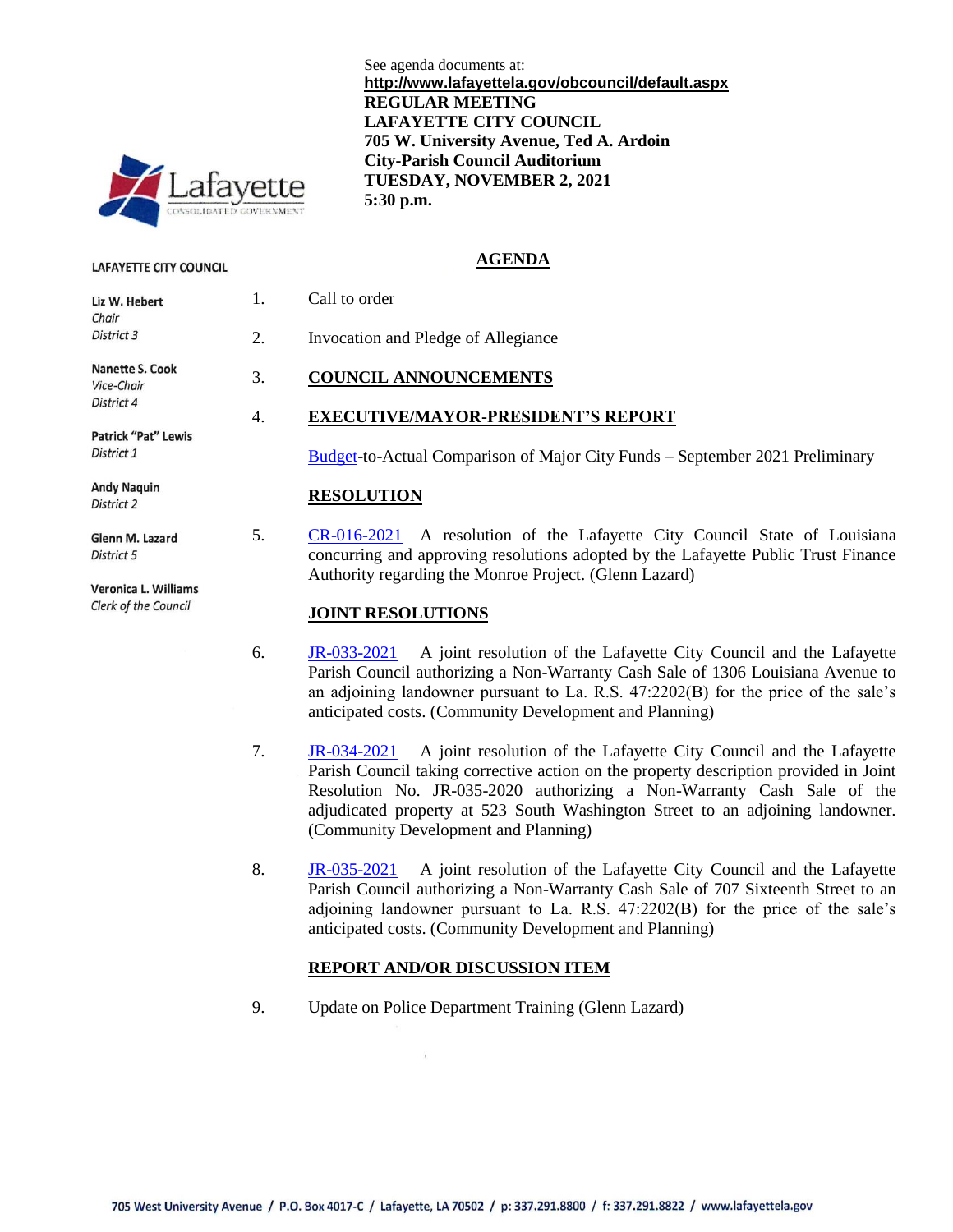See agenda documents at:
**http://www.lafayettela.gov/obcouncil/default.aspx**

**REGULAR MEETING**
**LAFAYETTE CITY COUNCIL**
**705 W. University Avenue, Ted A. Ardoin**
**City-Parish Council Auditorium**
**TUESDAY, NOVEMBER 2, 2021**
**5:30 p.m.**

**LAFAYETTE CITY COUNCIL**

**Liz W. Hebert**
*Chair*
*District 3*

**Nanette S. Cook**
*Vice-Chair*
*District 4*

**Patrick "Pat" Lewis**
*District 1*

**Andy Naquin**
*District 2*

**Glenn M. Lazard**
*District 5*

**Veronica L. Williams**
*Clerk of the Council*

## AGENDA

1. Call to order

2. Invocation and Pledge of Allegiance

3. **COUNCIL ANNOUNCEMENTS**

4. **EXECUTIVE/MAYOR-PRESIDENT'S REPORT**

   Budget-to-Actual Comparison of Major City Funds – September 2021 Preliminary

**RESOLUTION**

5. CR-016-2021 A resolution of the Lafayette City Council State of Louisiana concurring and approving resolutions adopted by the Lafayette Public Trust Finance Authority regarding the Monroe Project. (Glenn Lazard)

**JOINT RESOLUTIONS**

6. JR-033-2021 A joint resolution of the Lafayette City Council and the Lafayette Parish Council authorizing a Non-Warranty Cash Sale of 1306 Louisiana Avenue to an adjoining landowner pursuant to La. R.S. 47:2202(B) for the price of the sale's anticipated costs. (Community Development and Planning)

7. JR-034-2021 A joint resolution of the Lafayette City Council and the Lafayette Parish Council taking corrective action on the property description provided in Joint Resolution No. JR-035-2020 authorizing a Non-Warranty Cash Sale of the adjudicated property at 523 South Washington Street to an adjoining landowner. (Community Development and Planning)

8. JR-035-2021 A joint resolution of the Lafayette City Council and the Lafayette Parish Council authorizing a Non-Warranty Cash Sale of 707 Sixteenth Street to an adjoining landowner pursuant to La. R.S. 47:2202(B) for the price of the sale's anticipated costs. (Community Development and Planning)

**REPORT AND/OR DISCUSSION ITEM**

9. Update on Police Department Training (Glenn Lazard)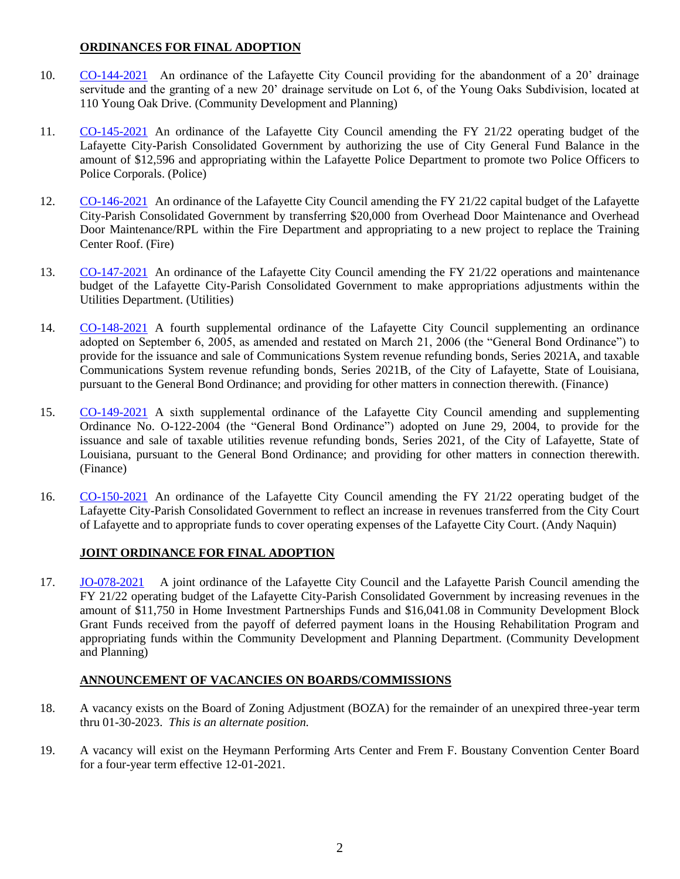## ORDINANCES FOR FINAL ADOPTION

10. CO-144-2021 An ordinance of the Lafayette City Council providing for the abandonment of a 20' drainage servitude and the granting of a new 20' drainage servitude on Lot 6, of the Young Oaks Subdivision, located at 110 Young Oak Drive. (Community Development and Planning)

11. CO-145-2021 An ordinance of the Lafayette City Council amending the FY 21/22 operating budget of the Lafayette City-Parish Consolidated Government by authorizing the use of City General Fund Balance in the amount of $12,596 and appropriating within the Lafayette Police Department to promote two Police Officers to Police Corporals. (Police)

12. CO-146-2021 An ordinance of the Lafayette City Council amending the FY 21/22 capital budget of the Lafayette City-Parish Consolidated Government by transferring $20,000 from Overhead Door Maintenance and Overhead Door Maintenance/RPL within the Fire Department and appropriating to a new project to replace the Training Center Roof. (Fire)

13. CO-147-2021 An ordinance of the Lafayette City Council amending the FY 21/22 operations and maintenance budget of the Lafayette City-Parish Consolidated Government to make appropriations adjustments within the Utilities Department. (Utilities)

14. CO-148-2021 A fourth supplemental ordinance of the Lafayette City Council supplementing an ordinance adopted on September 6, 2005, as amended and restated on March 21, 2006 (the "General Bond Ordinance") to provide for the issuance and sale of Communications System revenue refunding bonds, Series 2021A, and taxable Communications System revenue refunding bonds, Series 2021B, of the City of Lafayette, State of Louisiana, pursuant to the General Bond Ordinance; and providing for other matters in connection therewith. (Finance)

15. CO-149-2021 A sixth supplemental ordinance of the Lafayette City Council amending and supplementing Ordinance No. O-122-2004 (the "General Bond Ordinance") adopted on June 29, 2004, to provide for the issuance and sale of taxable utilities revenue refunding bonds, Series 2021, of the City of Lafayette, State of Louisiana, pursuant to the General Bond Ordinance; and providing for other matters in connection therewith. (Finance)

16. CO-150-2021 An ordinance of the Lafayette City Council amending the FY 21/22 operating budget of the Lafayette City-Parish Consolidated Government to reflect an increase in revenues transferred from the City Court of Lafayette and to appropriate funds to cover operating expenses of the Lafayette City Court. (Andy Naquin)

## JOINT ORDINANCE FOR FINAL ADOPTION

17. JO-078-2021 A joint ordinance of the Lafayette City Council and the Lafayette Parish Council amending the FY 21/22 operating budget of the Lafayette City-Parish Consolidated Government by increasing revenues in the amount of $11,750 in Home Investment Partnerships Funds and $16,041.08 in Community Development Block Grant Funds received from the payoff of deferred payment loans in the Housing Rehabilitation Program and appropriating funds within the Community Development and Planning Department. (Community Development and Planning)

## ANNOUNCEMENT OF VACANCIES ON BOARDS/COMMISSIONS

18. A vacancy exists on the Board of Zoning Adjustment (BOZA) for the remainder of an unexpired three-year term thru 01-30-2023. *This is an alternate position.*

19. A vacancy will exist on the Heymann Performing Arts Center and Frem F. Boustany Convention Center Board for a four-year term effective 12-01-2021.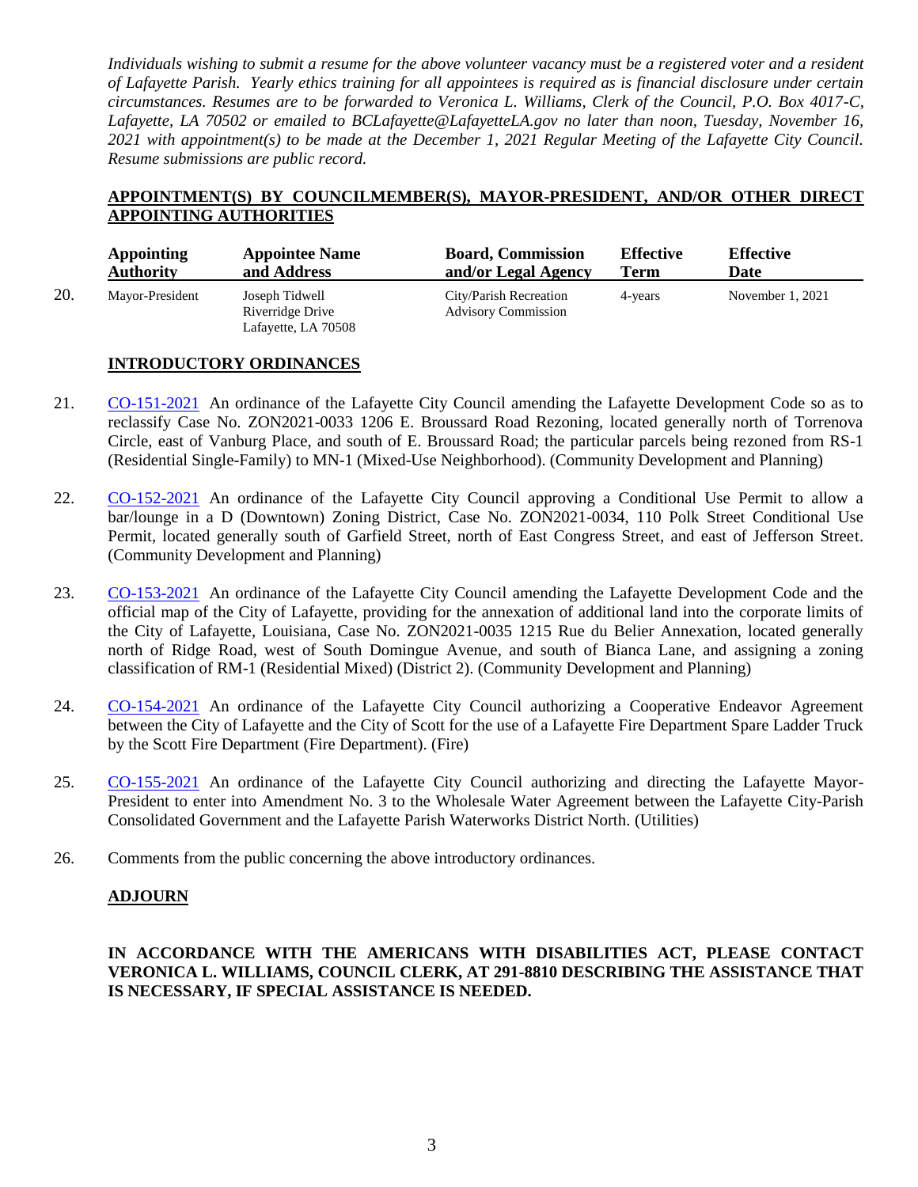*Individuals wishing to submit a resume for the above volunteer vacancy must be a registered voter and a resident of Lafayette Parish. Yearly ethics training for all appointees is required as is financial disclosure under certain circumstances. Resumes are to be forwarded to Veronica L. Williams, Clerk of the Council, P.O. Box 4017-C, Lafayette, LA 70502 or emailed to BCLafayette@LafayetteLA.gov no later than noon, Tuesday, November 16, 2021 with appointment(s) to be made at the December 1, 2021 Regular Meeting of the Lafayette City Council. Resume submissions are public record.*

**APPOINTMENT(S) BY COUNCILMEMBER(S), MAYOR-PRESIDENT, AND/OR OTHER DIRECT APPOINTING AUTHORITIES**

| | Appointing Authority | Appointee Name and Address | Board, Commission and/or Legal Agency | Effective Term | Effective Date |
|---|---|---|---|---|---|
| 20. | Mayor-President | Joseph Tidwell<br>Riverridge Drive<br>Lafayette, LA 70508 | City/Parish Recreation Advisory Commission | 4-years | November 1, 2021 |

**INTRODUCTORY ORDINANCES**

21. CO-151-2021 An ordinance of the Lafayette City Council amending the Lafayette Development Code so as to reclassify Case No. ZON2021-0033 1206 E. Broussard Road Rezoning, located generally north of Torrenova Circle, east of Vanburg Place, and south of E. Broussard Road; the particular parcels being rezoned from RS-1 (Residential Single-Family) to MN-1 (Mixed-Use Neighborhood). (Community Development and Planning)

22. CO-152-2021 An ordinance of the Lafayette City Council approving a Conditional Use Permit to allow a bar/lounge in a D (Downtown) Zoning District, Case No. ZON2021-0034, 110 Polk Street Conditional Use Permit, located generally south of Garfield Street, north of East Congress Street, and east of Jefferson Street. (Community Development and Planning)

23. CO-153-2021 An ordinance of the Lafayette City Council amending the Lafayette Development Code and the official map of the City of Lafayette, providing for the annexation of additional land into the corporate limits of the City of Lafayette, Louisiana, Case No. ZON2021-0035 1215 Rue du Belier Annexation, located generally north of Ridge Road, west of South Domingue Avenue, and south of Bianca Lane, and assigning a zoning classification of RM-1 (Residential Mixed) (District 2). (Community Development and Planning)

24. CO-154-2021 An ordinance of the Lafayette City Council authorizing a Cooperative Endeavor Agreement between the City of Lafayette and the City of Scott for the use of a Lafayette Fire Department Spare Ladder Truck by the Scott Fire Department (Fire Department). (Fire)

25. CO-155-2021 An ordinance of the Lafayette City Council authorizing and directing the Lafayette Mayor-President to enter into Amendment No. 3 to the Wholesale Water Agreement between the Lafayette City-Parish Consolidated Government and the Lafayette Parish Waterworks District North. (Utilities)

26. Comments from the public concerning the above introductory ordinances.

**ADJOURN**

**IN ACCORDANCE WITH THE AMERICANS WITH DISABILITIES ACT, PLEASE CONTACT VERONICA L. WILLIAMS, COUNCIL CLERK, AT 291-8810 DESCRIBING THE ASSISTANCE THAT IS NECESSARY, IF SPECIAL ASSISTANCE IS NEEDED.**